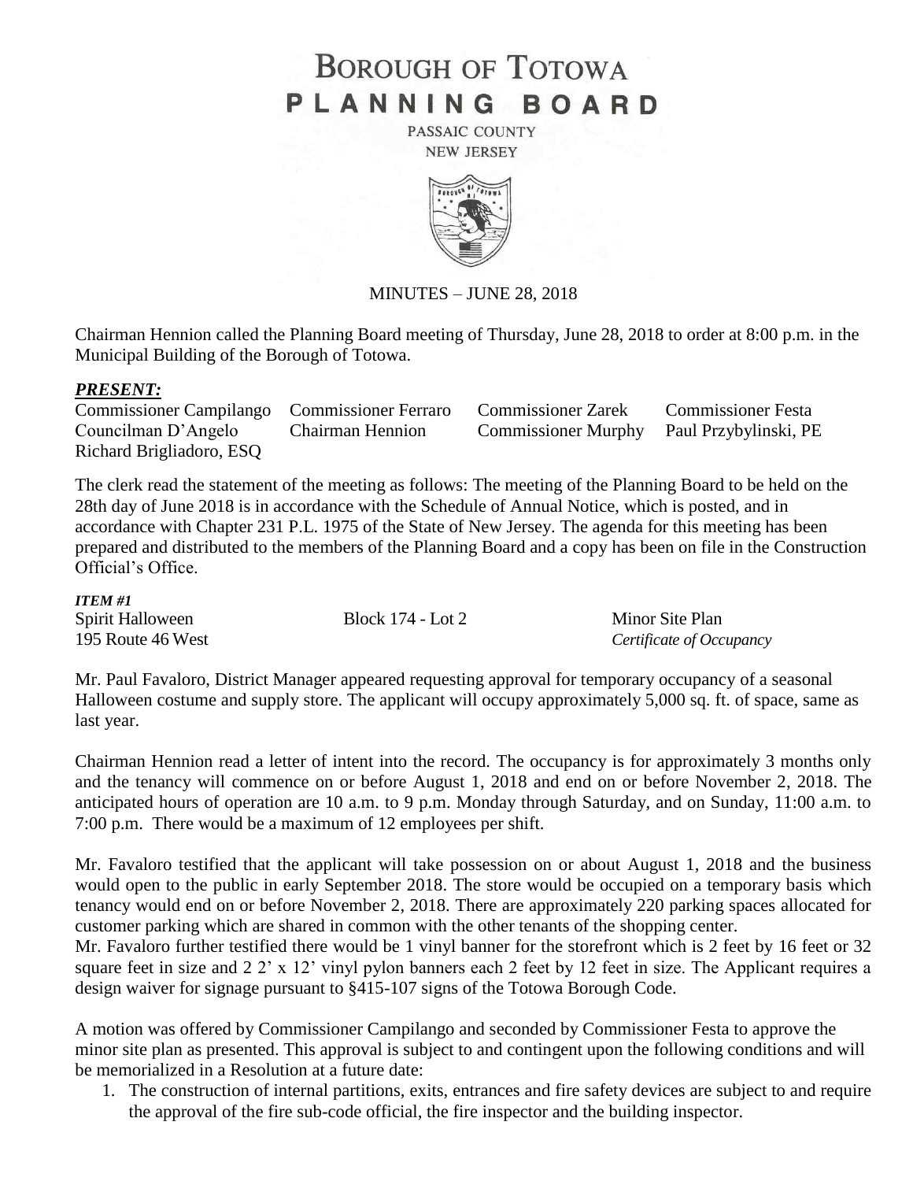# BOROUGH OF TOTOWA
# PLANNING BOARD

PASSAIC COUNTY
NEW JERSEY

MINUTES – JUNE 28, 2018

Chairman Hennion called the Planning Board meeting of Thursday, June 28, 2018 to order at 8:00 p.m. in the Municipal Building of the Borough of Totowa.

***PRESENT:***

| | | | |
|---|---|---|---|
| Commissioner Campilango | Commissioner Ferraro | Commissioner Zarek | Commissioner Festa |
| Councilman D'Angelo | Chairman Hennion | Commissioner Murphy | Paul Przybylinski, PE |
| Richard Brigliadoro, ESQ | | | |

The clerk read the statement of the meeting as follows: The meeting of the Planning Board to be held on the 28th day of June 2018 is in accordance with the Schedule of Annual Notice, which is posted, and in accordance with Chapter 231 P.L. 1975 of the State of New Jersey. The agenda for this meeting has been prepared and distributed to the members of the Planning Board and a copy has been on file in the Construction Official's Office.

***ITEM #1***

| | | |
|---|---|---|
| Spirit Halloween | Block 174 - Lot 2 | Minor Site Plan |
| 195 Route 46 West | | *Certificate of Occupancy* |

Mr. Paul Favaloro, District Manager appeared requesting approval for temporary occupancy of a seasonal Halloween costume and supply store. The applicant will occupy approximately 5,000 sq. ft. of space, same as last year.

Chairman Hennion read a letter of intent into the record. The occupancy is for approximately 3 months only and the tenancy will commence on or before August 1, 2018 and end on or before November 2, 2018. The anticipated hours of operation are 10 a.m. to 9 p.m. Monday through Saturday, and on Sunday, 11:00 a.m. to 7:00 p.m. There would be a maximum of 12 employees per shift.

Mr. Favaloro testified that the applicant will take possession on or about August 1, 2018 and the business would open to the public in early September 2018. The store would be occupied on a temporary basis which tenancy would end on or before November 2, 2018. There are approximately 220 parking spaces allocated for customer parking which are shared in common with the other tenants of the shopping center.

Mr. Favaloro further testified there would be 1 vinyl banner for the storefront which is 2 feet by 16 feet or 32 square feet in size and 2 2' x 12' vinyl pylon banners each 2 feet by 12 feet in size. The Applicant requires a design waiver for signage pursuant to §415-107 signs of the Totowa Borough Code.

A motion was offered by Commissioner Campilango and seconded by Commissioner Festa to approve the minor site plan as presented. This approval is subject to and contingent upon the following conditions and will be memorialized in a Resolution at a future date:

1. The construction of internal partitions, exits, entrances and fire safety devices are subject to and require the approval of the fire sub-code official, the fire inspector and the building inspector.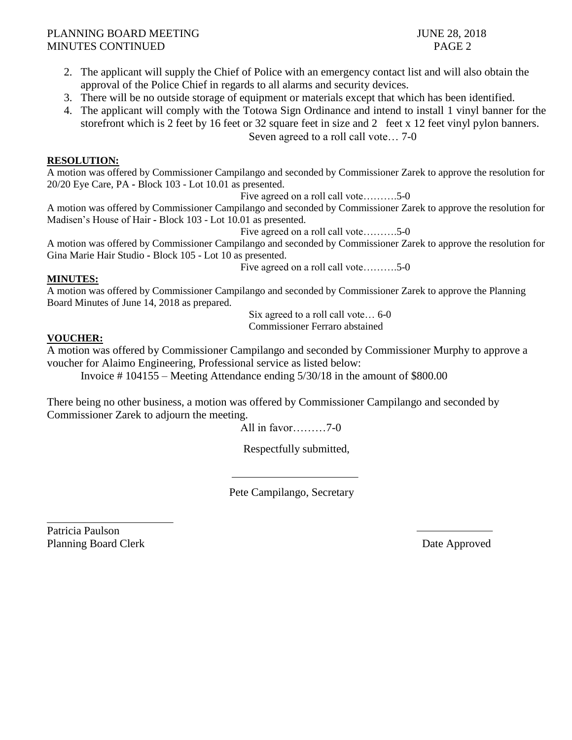2. The applicant will supply the Chief of Police with an emergency contact list and will also obtain the approval of the Police Chief in regards to all alarms and security devices.
3. There will be no outside storage of equipment or materials except that which has been identified.
4. The applicant will comply with the Totowa Sign Ordinance and intend to install 1 vinyl banner for the storefront which is 2 feet by 16 feet or 32 square feet in size and 2 feet x 12 feet vinyl pylon banners.

Seven agreed to a roll call vote… 7-0

**RESOLUTION:**

A motion was offered by Commissioner Campilango and seconded by Commissioner Zarek to approve the resolution for 20/20 Eye Care, PA - Block 103 - Lot 10.01 as presented.

Five agreed on a roll call vote……….5-0

A motion was offered by Commissioner Campilango and seconded by Commissioner Zarek to approve the resolution for Madisen's House of Hair - Block 103 - Lot 10.01 as presented.

Five agreed on a roll call vote……….5-0

A motion was offered by Commissioner Campilango and seconded by Commissioner Zarek to approve the resolution for Gina Marie Hair Studio - Block 105 - Lot 10 as presented.

Five agreed on a roll call vote……….5-0

**MINUTES:**

A motion was offered by Commissioner Campilango and seconded by Commissioner Zarek to approve the Planning Board Minutes of June 14, 2018 as prepared.

Six agreed to a roll call vote… 6-0
Commissioner Ferraro abstained

**VOUCHER:**

A motion was offered by Commissioner Campilango and seconded by Commissioner Murphy to approve a voucher for Alaimo Engineering, Professional service as listed below:

Invoice # 104155 – Meeting Attendance ending 5/30/18 in the amount of $800.00

There being no other business, a motion was offered by Commissioner Campilango and seconded by Commissioner Zarek to adjourn the meeting.

All in favor………7-0

Respectfully submitted,

_______________________

Pete Campilango, Secretary

_______________________

Patricia Paulson
Planning Board Clerk

_____________

Date Approved